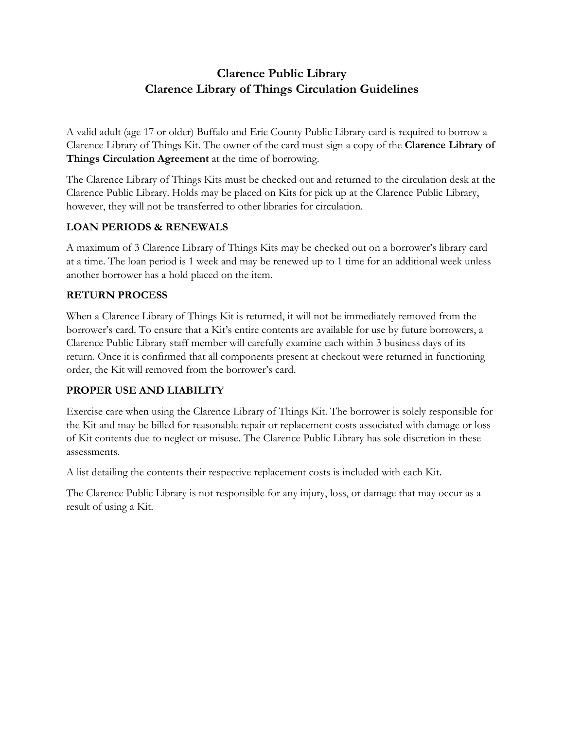# Clarence Public Library
# Clarence Library of Things Circulation Guidelines

A valid adult (age 17 or older) Buffalo and Erie County Public Library card is required to borrow a Clarence Library of Things Kit. The owner of the card must sign a copy of the **Clarence Library of Things Circulation Agreement** at the time of borrowing.

The Clarence Library of Things Kits must be checked out and returned to the circulation desk at the Clarence Public Library. Holds may be placed on Kits for pick up at the Clarence Public Library, however, they will not be transferred to other libraries for circulation.

## LOAN PERIODS & RENEWALS

A maximum of 3 Clarence Library of Things Kits may be checked out on a borrower's library card at a time. The loan period is 1 week and may be renewed up to 1 time for an additional week unless another borrower has a hold placed on the item.

## RETURN PROCESS

When a Clarence Library of Things Kit is returned, it will not be immediately removed from the borrower's card. To ensure that a Kit's entire contents are available for use by future borrowers, a Clarence Public Library staff member will carefully examine each within 3 business days of its return. Once it is confirmed that all components present at checkout were returned in functioning order, the Kit will removed from the borrower's card.

## PROPER USE AND LIABILITY

Exercise care when using the Clarence Library of Things Kit. The borrower is solely responsible for the Kit and may be billed for reasonable repair or replacement costs associated with damage or loss of Kit contents due to neglect or misuse. The Clarence Public Library has sole discretion in these assessments.

A list detailing the contents their respective replacement costs is included with each Kit.

The Clarence Public Library is not responsible for any injury, loss, or damage that may occur as a result of using a Kit.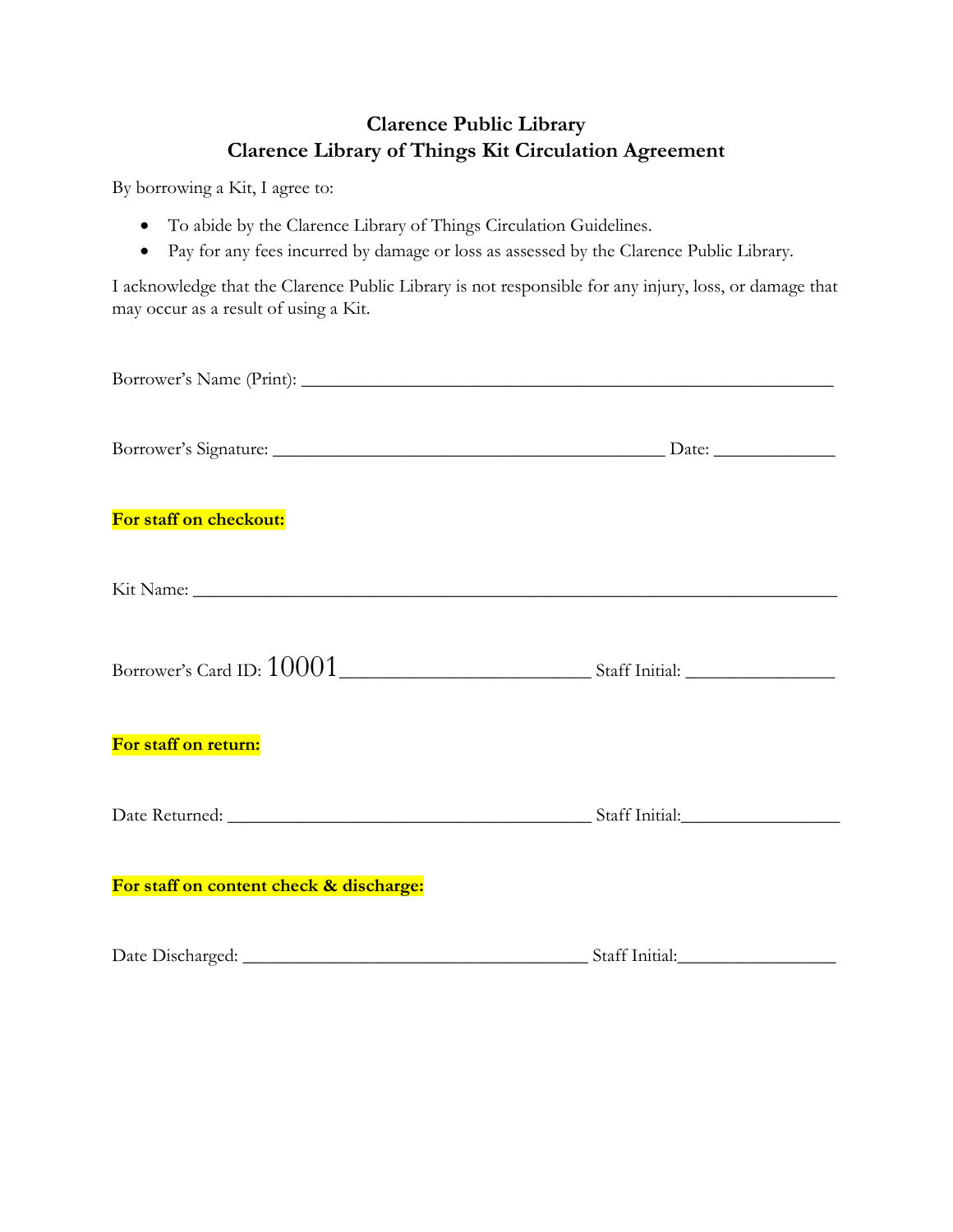# Clarence Public Library
## Clarence Library of Things Kit Circulation Agreement

By borrowing a Kit, I agree to:

- To abide by the Clarence Library of Things Circulation Guidelines.
- Pay for any fees incurred by damage or loss as assessed by the Clarence Public Library.

I acknowledge that the Clarence Public Library is not responsible for any injury, loss, or damage that may occur as a result of using a Kit.

Borrower's Name (Print): ___________________________________________________________

Borrower's Signature: ____________________________________________ Date: _____________

**For staff on checkout:**

Kit Name: _________________________________________________________________________

Borrower's Card ID: 10001_________________________ Staff Initial: ________________

**For staff on return:**

Date Returned: ________________________________________ Staff Initial:_________________

**For staff on content check & discharge:**

Date Discharged: _____________________________________ Staff Initial:_________________